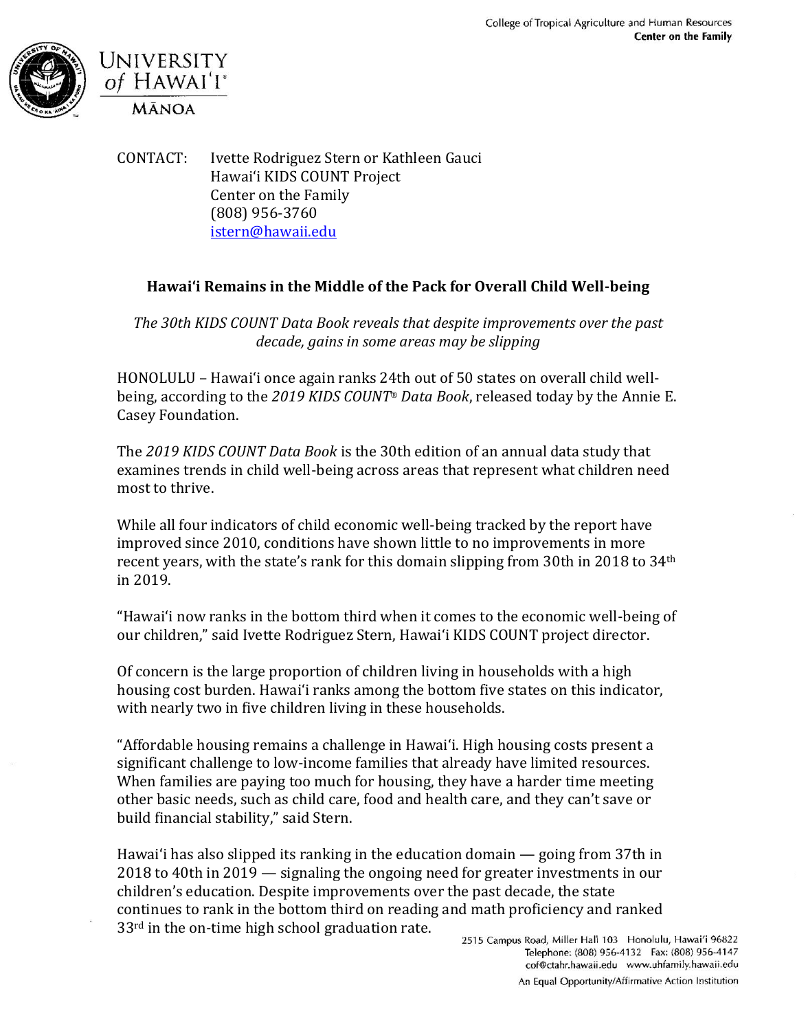College of Tropical Agriculture and Human Resources
**Center on the Family**

UNIVERSITY of HAWAIʻI®
MĀNOA

CONTACT: Ivette Rodriguez Stern or Kathleen Gauci
Hawaiʻi KIDS COUNT Project
Center on the Family
(808) 956-3760
istern@hawaii.edu

## Hawaiʻi Remains in the Middle of the Pack for Overall Child Well-being

*The 30th KIDS COUNT Data Book reveals that despite improvements over the past decade, gains in some areas may be slipping*

HONOLULU – Hawaiʻi once again ranks 24th out of 50 states on overall child well-being, according to the *2019 KIDS COUNT® Data Book*, released today by the Annie E. Casey Foundation.

The *2019 KIDS COUNT Data Book* is the 30th edition of an annual data study that examines trends in child well-being across areas that represent what children need most to thrive.

While all four indicators of child economic well-being tracked by the report have improved since 2010, conditions have shown little to no improvements in more recent years, with the state's rank for this domain slipping from 30th in 2018 to 34th in 2019.

"Hawaiʻi now ranks in the bottom third when it comes to the economic well-being of our children," said Ivette Rodriguez Stern, Hawaiʻi KIDS COUNT project director.

Of concern is the large proportion of children living in households with a high housing cost burden. Hawaiʻi ranks among the bottom five states on this indicator, with nearly two in five children living in these households.

"Affordable housing remains a challenge in Hawaiʻi. High housing costs present a significant challenge to low-income families that already have limited resources. When families are paying too much for housing, they have a harder time meeting other basic needs, such as child care, food and health care, and they can't save or build financial stability," said Stern.

Hawaiʻi has also slipped its ranking in the education domain — going from 37th in 2018 to 40th in 2019 — signaling the ongoing need for greater investments in our children's education. Despite improvements over the past decade, the state continues to rank in the bottom third on reading and math proficiency and ranked 33rd in the on-time high school graduation rate.

2515 Campus Road, Miller Hall 103 Honolulu, Hawaiʻi 96822
Telephone: (808) 956-4132 Fax: (808) 956-4147
cof@ctahr.hawaii.edu www.uhfamily.hawaii.edu
An Equal Opportunity/Affirmative Action Institution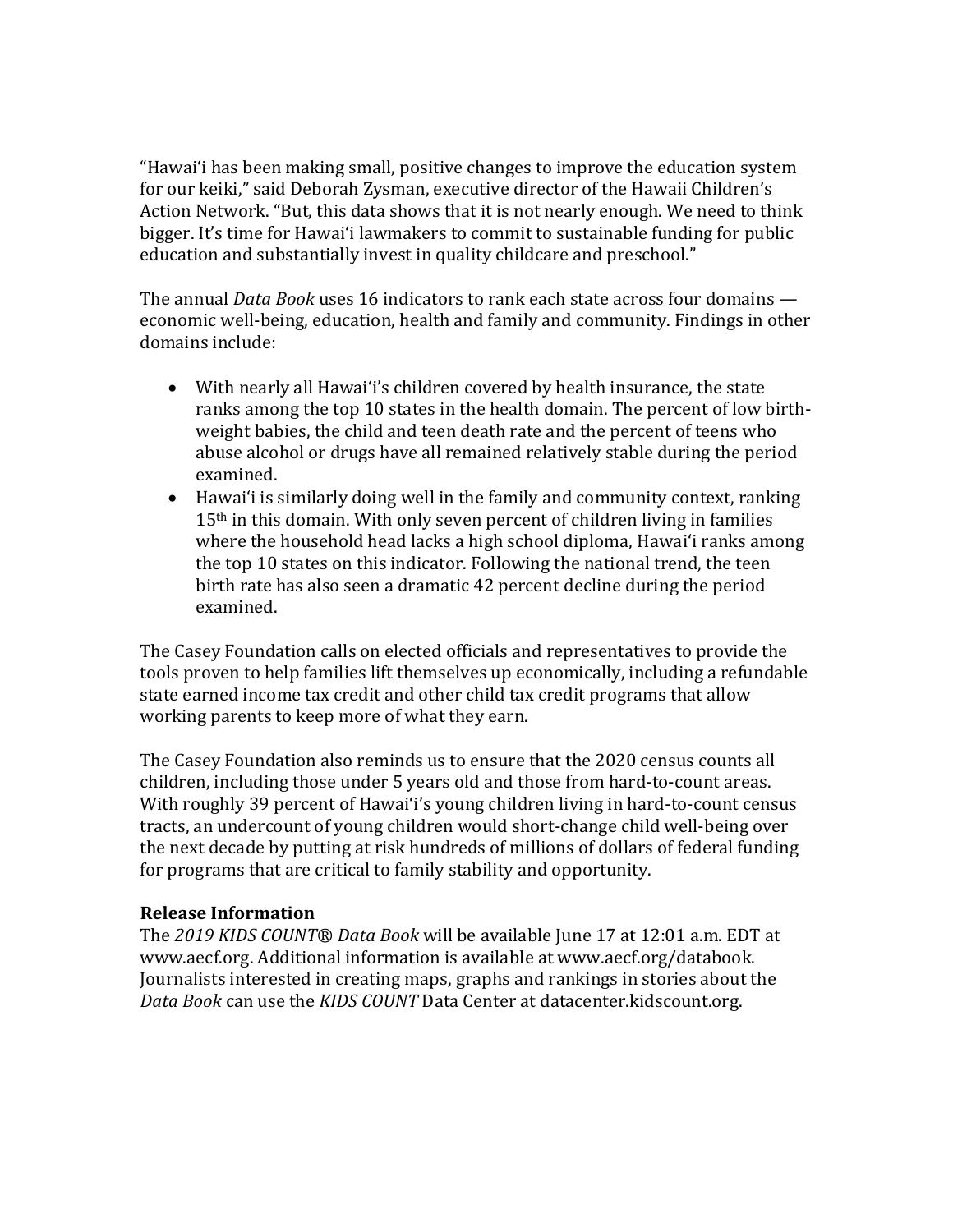"Hawai'i has been making small, positive changes to improve the education system for our keiki," said Deborah Zysman, executive director of the Hawaii Children's Action Network. "But, this data shows that it is not nearly enough. We need to think bigger. It's time for Hawai'i lawmakers to commit to sustainable funding for public education and substantially invest in quality childcare and preschool."

The annual *Data Book* uses 16 indicators to rank each state across four domains — economic well-being, education, health and family and community. Findings in other domains include:

- With nearly all Hawai'i's children covered by health insurance, the state ranks among the top 10 states in the health domain. The percent of low birth-weight babies, the child and teen death rate and the percent of teens who abuse alcohol or drugs have all remained relatively stable during the period examined.
- Hawai'i is similarly doing well in the family and community context, ranking 15th in this domain. With only seven percent of children living in families where the household head lacks a high school diploma, Hawai'i ranks among the top 10 states on this indicator. Following the national trend, the teen birth rate has also seen a dramatic 42 percent decline during the period examined.

The Casey Foundation calls on elected officials and representatives to provide the tools proven to help families lift themselves up economically, including a refundable state earned income tax credit and other child tax credit programs that allow working parents to keep more of what they earn.

The Casey Foundation also reminds us to ensure that the 2020 census counts all children, including those under 5 years old and those from hard-to-count areas. With roughly 39 percent of Hawai'i's young children living in hard-to-count census tracts, an undercount of young children would short-change child well-being over the next decade by putting at risk hundreds of millions of dollars of federal funding for programs that are critical to family stability and opportunity.

**Release Information**
The *2019 KIDS COUNT® Data Book* will be available June 17 at 12:01 a.m. EDT at www.aecf.org. Additional information is available at www.aecf.org/databook. Journalists interested in creating maps, graphs and rankings in stories about the *Data Book* can use the *KIDS COUNT* Data Center at datacenter.kidscount.org.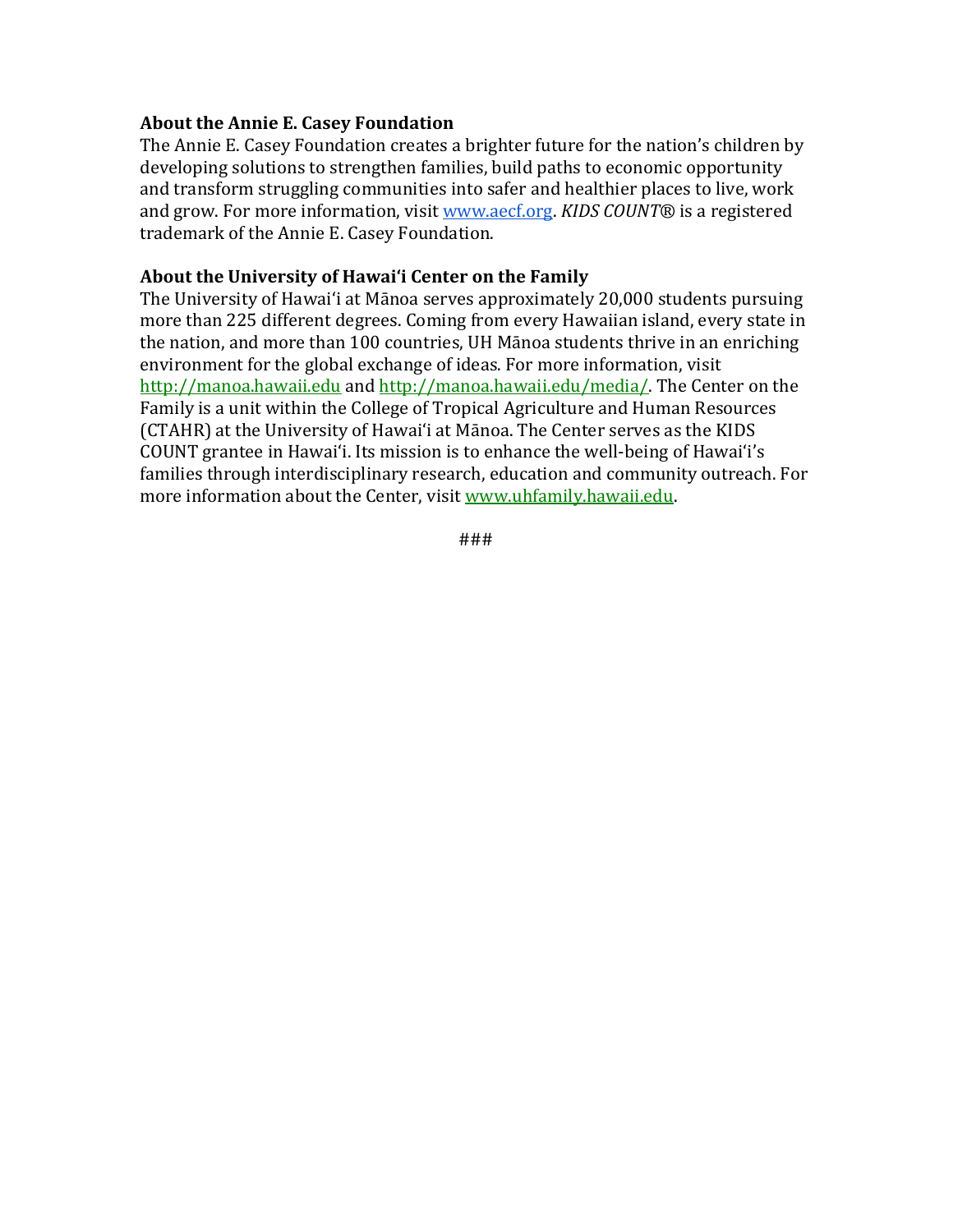**About the Annie E. Casey Foundation**
The Annie E. Casey Foundation creates a brighter future for the nation's children by developing solutions to strengthen families, build paths to economic opportunity and transform struggling communities into safer and healthier places to live, work and grow. For more information, visit [www.aecf.org](http://www.aecf.org). *KIDS COUNT*® is a registered trademark of the Annie E. Casey Foundation.

**About the University of Hawaiʻi Center on the Family**
The University of Hawaiʻi at Mānoa serves approximately 20,000 students pursuing more than 225 different degrees. Coming from every Hawaiian island, every state in the nation, and more than 100 countries, UH Mānoa students thrive in an enriching environment for the global exchange of ideas. For more information, visit [http://manoa.hawaii.edu](http://manoa.hawaii.edu) and [http://manoa.hawaii.edu/media/](http://manoa.hawaii.edu/media/). The Center on the Family is a unit within the College of Tropical Agriculture and Human Resources (CTAHR) at the University of Hawaiʻi at Mānoa. The Center serves as the KIDS COUNT grantee in Hawaiʻi. Its mission is to enhance the well-being of Hawaiʻi's families through interdisciplinary research, education and community outreach. For more information about the Center, visit [www.uhfamily.hawaii.edu](http://www.uhfamily.hawaii.edu).

###